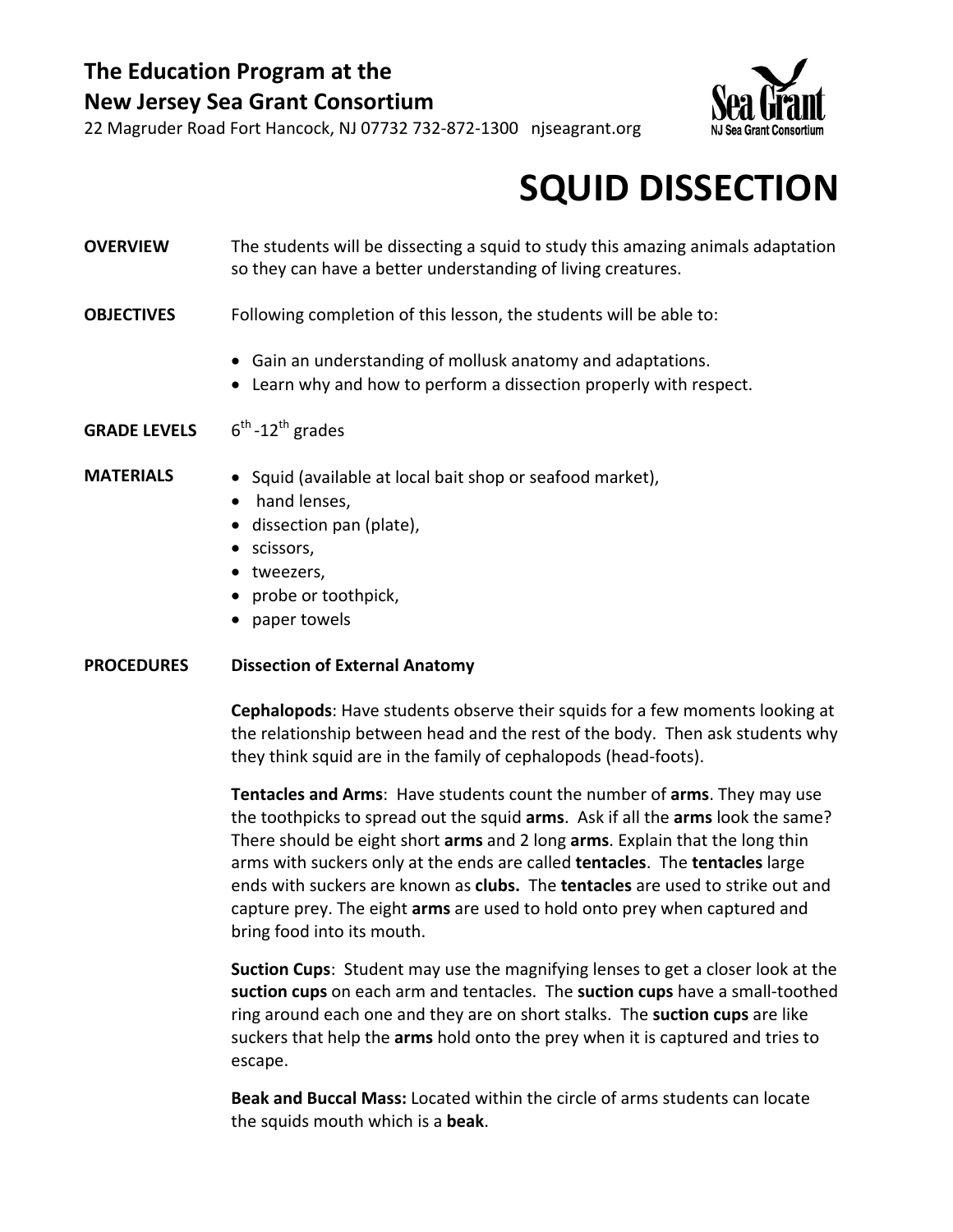**The Education Program at the**
**New Jersey Sea Grant Consortium**
22 Magruder Road Fort Hancock, NJ 07732 732-872-1300 njseagrant.org

Sea Grant
NJ Sea Grant Consortium

# SQUID DISSECTION

**OVERVIEW**

The students will be dissecting a squid to study this amazing animals adaptation so they can have a better understanding of living creatures.

**OBJECTIVES**

Following completion of this lesson, the students will be able to:

- Gain an understanding of mollusk anatomy and adaptations.
- Learn why and how to perform a dissection properly with respect.

**GRADE LEVELS**

6th-12th grades

**MATERIALS**

- Squid (available at local bait shop or seafood market),
- hand lenses,
- dissection pan (plate),
- scissors,
- tweezers,
- probe or toothpick,
- paper towels

**PROCEDURES**

**Dissection of External Anatomy**

**Cephalopods**: Have students observe their squids for a few moments looking at the relationship between head and the rest of the body. Then ask students why they think squid are in the family of cephalopods (head-foots).

**Tentacles and Arms**: Have students count the number of **arms**. They may use the toothpicks to spread out the squid **arms**. Ask if all the **arms** look the same? There should be eight short **arms** and 2 long **arms**. Explain that the long thin arms with suckers only at the ends are called **tentacles**. The **tentacles** large ends with suckers are known as **clubs.** The **tentacles** are used to strike out and capture prey. The eight **arms** are used to hold onto prey when captured and bring food into its mouth.

**Suction Cups**: Student may use the magnifying lenses to get a closer look at the **suction cups** on each arm and tentacles. The **suction cups** have a small-toothed ring around each one and they are on short stalks. The **suction cups** are like suckers that help the **arms** hold onto the prey when it is captured and tries to escape.

**Beak and Buccal Mass:** Located within the circle of arms students can locate the squids mouth which is a **beak**.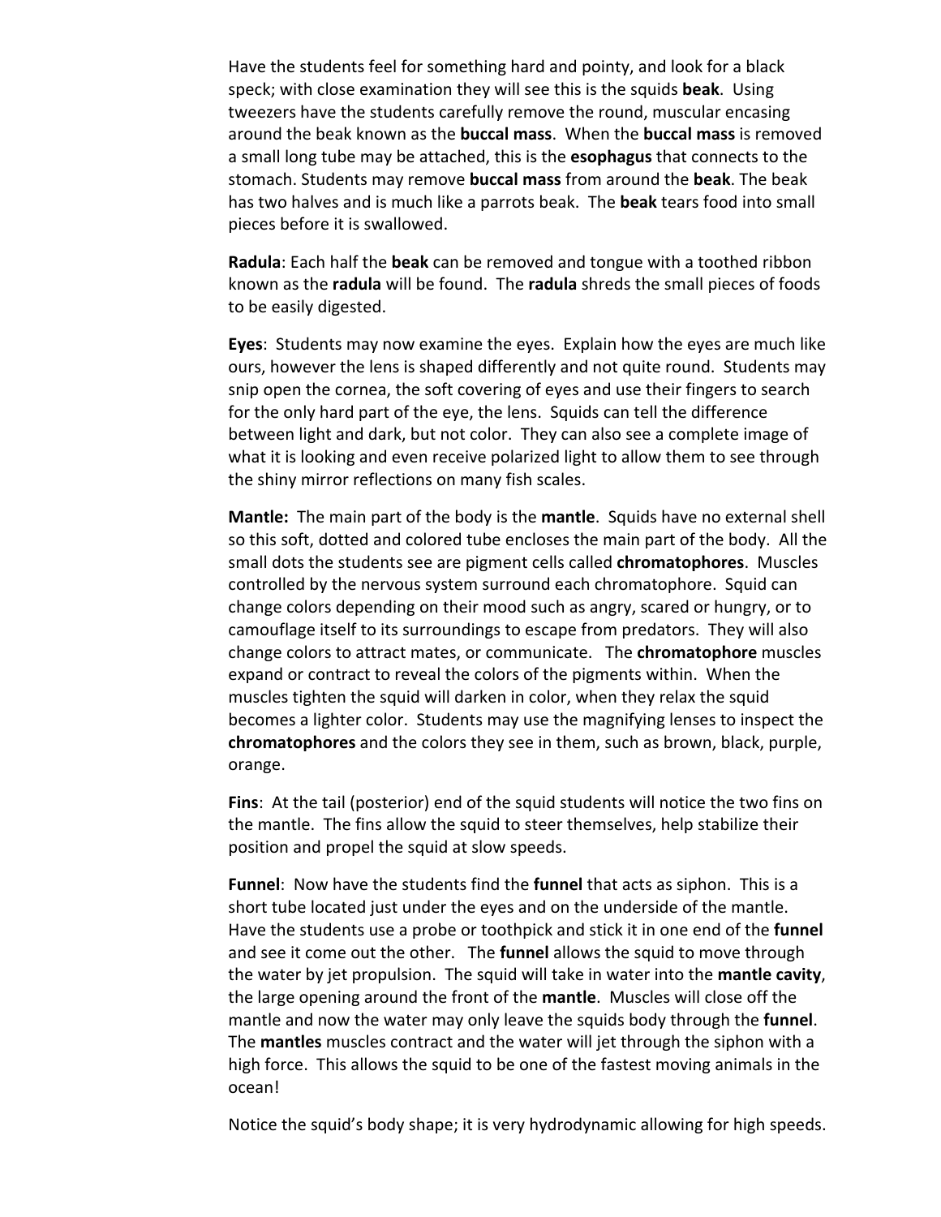Have the students feel for something hard and pointy, and look for a black speck; with close examination they will see this is the squids **beak**. Using tweezers have the students carefully remove the round, muscular encasing around the beak known as the **buccal mass**. When the **buccal mass** is removed a small long tube may be attached, this is the **esophagus** that connects to the stomach. Students may remove **buccal mass** from around the **beak**. The beak has two halves and is much like a parrots beak. The **beak** tears food into small pieces before it is swallowed.

**Radula**: Each half the **beak** can be removed and tongue with a toothed ribbon known as the **radula** will be found. The **radula** shreds the small pieces of foods to be easily digested.

**Eyes**: Students may now examine the eyes. Explain how the eyes are much like ours, however the lens is shaped differently and not quite round. Students may snip open the cornea, the soft covering of eyes and use their fingers to search for the only hard part of the eye, the lens. Squids can tell the difference between light and dark, but not color. They can also see a complete image of what it is looking and even receive polarized light to allow them to see through the shiny mirror reflections on many fish scales.

**Mantle:** The main part of the body is the **mantle**. Squids have no external shell so this soft, dotted and colored tube encloses the main part of the body. All the small dots the students see are pigment cells called **chromatophores**. Muscles controlled by the nervous system surround each chromatophore. Squid can change colors depending on their mood such as angry, scared or hungry, or to camouflage itself to its surroundings to escape from predators. They will also change colors to attract mates, or communicate. The **chromatophore** muscles expand or contract to reveal the colors of the pigments within. When the muscles tighten the squid will darken in color, when they relax the squid becomes a lighter color. Students may use the magnifying lenses to inspect the **chromatophores** and the colors they see in them, such as brown, black, purple, orange.

**Fins**: At the tail (posterior) end of the squid students will notice the two fins on the mantle. The fins allow the squid to steer themselves, help stabilize their position and propel the squid at slow speeds.

**Funnel**: Now have the students find the **funnel** that acts as siphon. This is a short tube located just under the eyes and on the underside of the mantle. Have the students use a probe or toothpick and stick it in one end of the **funnel** and see it come out the other. The **funnel** allows the squid to move through the water by jet propulsion. The squid will take in water into the **mantle cavity**, the large opening around the front of the **mantle**. Muscles will close off the mantle and now the water may only leave the squids body through the **funnel**. The **mantles** muscles contract and the water will jet through the siphon with a high force. This allows the squid to be one of the fastest moving animals in the ocean!

Notice the squid's body shape; it is very hydrodynamic allowing for high speeds.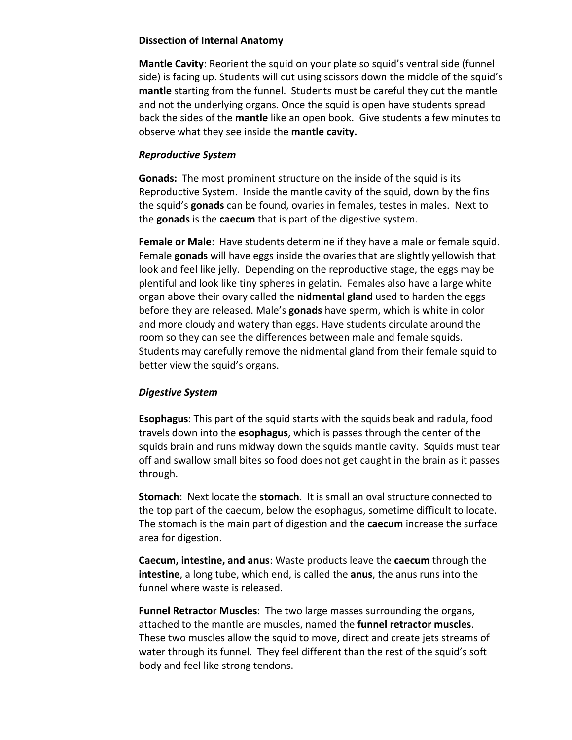**Dissection of Internal Anatomy**

**Mantle Cavity**: Reorient the squid on your plate so squid's ventral side (funnel side) is facing up. Students will cut using scissors down the middle of the squid's **mantle** starting from the funnel. Students must be careful they cut the mantle and not the underlying organs. Once the squid is open have students spread back the sides of the **mantle** like an open book. Give students a few minutes to observe what they see inside the **mantle cavity.**

***Reproductive System***

**Gonads:** The most prominent structure on the inside of the squid is its Reproductive System. Inside the mantle cavity of the squid, down by the fins the squid's **gonads** can be found, ovaries in females, testes in males. Next to the **gonads** is the **caecum** that is part of the digestive system.

**Female or Male**: Have students determine if they have a male or female squid. Female **gonads** will have eggs inside the ovaries that are slightly yellowish that look and feel like jelly. Depending on the reproductive stage, the eggs may be plentiful and look like tiny spheres in gelatin. Females also have a large white organ above their ovary called the **nidmental gland** used to harden the eggs before they are released. Male's **gonads** have sperm, which is white in color and more cloudy and watery than eggs. Have students circulate around the room so they can see the differences between male and female squids. Students may carefully remove the nidmental gland from their female squid to better view the squid's organs.

***Digestive System***

**Esophagus**: This part of the squid starts with the squids beak and radula, food travels down into the **esophagus**, which is passes through the center of the squids brain and runs midway down the squids mantle cavity. Squids must tear off and swallow small bites so food does not get caught in the brain as it passes through.

**Stomach**: Next locate the **stomach**. It is small an oval structure connected to the top part of the caecum, below the esophagus, sometime difficult to locate. The stomach is the main part of digestion and the **caecum** increase the surface area for digestion.

**Caecum, intestine, and anus**: Waste products leave the **caecum** through the **intestine**, a long tube, which end, is called the **anus**, the anus runs into the funnel where waste is released.

**Funnel Retractor Muscles**: The two large masses surrounding the organs, attached to the mantle are muscles, named the **funnel retractor muscles**. These two muscles allow the squid to move, direct and create jets streams of water through its funnel. They feel different than the rest of the squid's soft body and feel like strong tendons.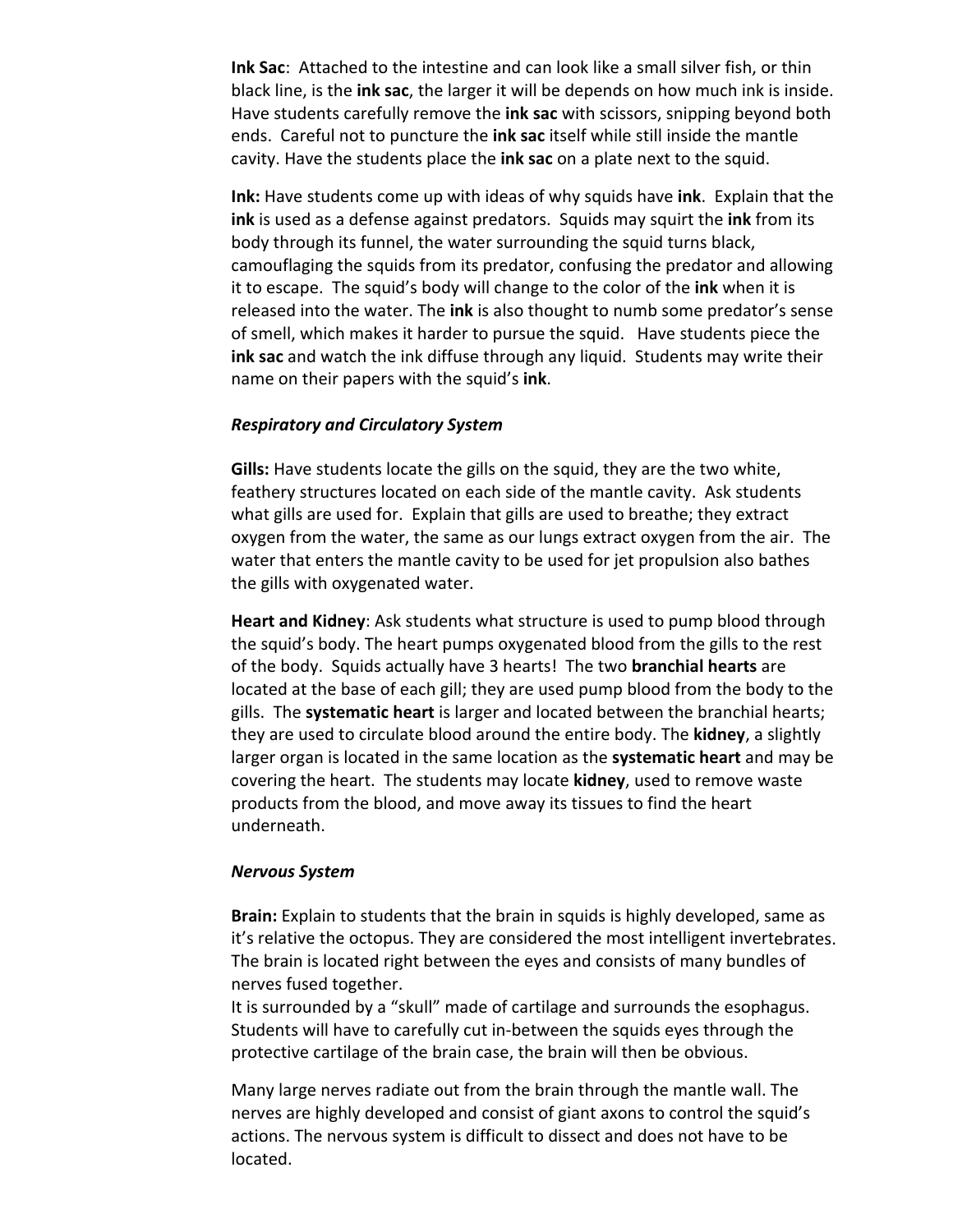**Ink Sac**: Attached to the intestine and can look like a small silver fish, or thin black line, is the **ink sac**, the larger it will be depends on how much ink is inside. Have students carefully remove the **ink sac** with scissors, snipping beyond both ends. Careful not to puncture the **ink sac** itself while still inside the mantle cavity. Have the students place the **ink sac** on a plate next to the squid.

**Ink:** Have students come up with ideas of why squids have **ink**. Explain that the **ink** is used as a defense against predators. Squids may squirt the **ink** from its body through its funnel, the water surrounding the squid turns black, camouflaging the squids from its predator, confusing the predator and allowing it to escape. The squid's body will change to the color of the **ink** when it is released into the water. The **ink** is also thought to numb some predator's sense of smell, which makes it harder to pursue the squid. Have students piece the **ink sac** and watch the ink diffuse through any liquid. Students may write their name on their papers with the squid's **ink**.

***Respiratory and Circulatory System***

**Gills:** Have students locate the gills on the squid, they are the two white, feathery structures located on each side of the mantle cavity. Ask students what gills are used for. Explain that gills are used to breathe; they extract oxygen from the water, the same as our lungs extract oxygen from the air. The water that enters the mantle cavity to be used for jet propulsion also bathes the gills with oxygenated water.

**Heart and Kidney**: Ask students what structure is used to pump blood through the squid's body. The heart pumps oxygenated blood from the gills to the rest of the body. Squids actually have 3 hearts! The two **branchial hearts** are located at the base of each gill; they are used pump blood from the body to the gills. The **systematic heart** is larger and located between the branchial hearts; they are used to circulate blood around the entire body. The **kidney**, a slightly larger organ is located in the same location as the **systematic heart** and may be covering the heart. The students may locate **kidney**, used to remove waste products from the blood, and move away its tissues to find the heart underneath.

***Nervous System***

**Brain:** Explain to students that the brain in squids is highly developed, same as it's relative the octopus. They are considered the most intelligent invertebrates. The brain is located right between the eyes and consists of many bundles of nerves fused together.
It is surrounded by a "skull" made of cartilage and surrounds the esophagus. Students will have to carefully cut in-between the squids eyes through the protective cartilage of the brain case, the brain will then be obvious.

Many large nerves radiate out from the brain through the mantle wall. The nerves are highly developed and consist of giant axons to control the squid's actions. The nervous system is difficult to dissect and does not have to be located.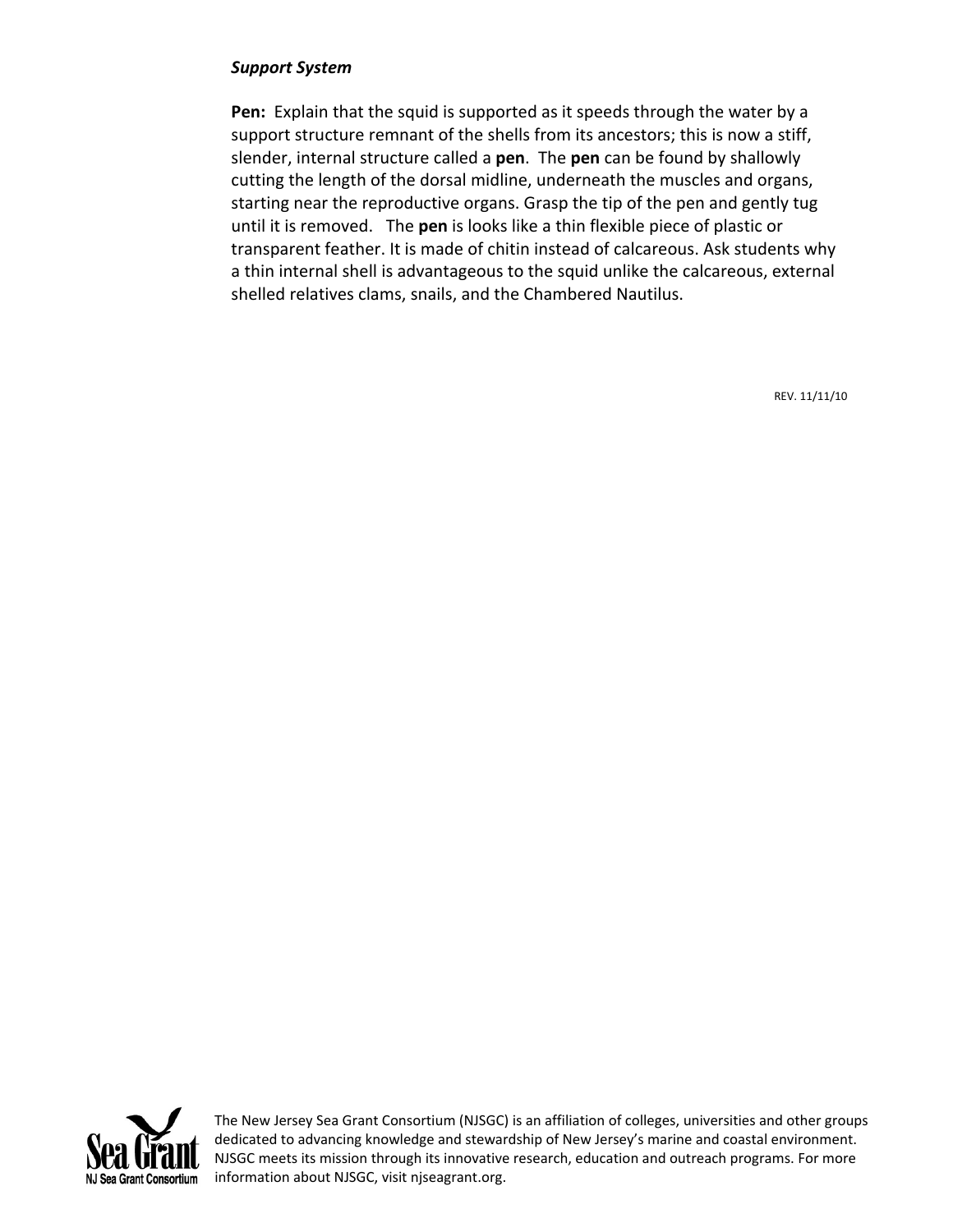***Support System***

**Pen:** Explain that the squid is supported as it speeds through the water by a support structure remnant of the shells from its ancestors; this is now a stiff, slender, internal structure called a **pen**. The **pen** can be found by shallowly cutting the length of the dorsal midline, underneath the muscles and organs, starting near the reproductive organs. Grasp the tip of the pen and gently tug until it is removed. The **pen** is looks like a thin flexible piece of plastic or transparent feather. It is made of chitin instead of calcareous. Ask students why a thin internal shell is advantageous to the squid unlike the calcareous, external shelled relatives clams, snails, and the Chambered Nautilus.

REV. 11/11/10

The New Jersey Sea Grant Consortium (NJSGC) is an affiliation of colleges, universities and other groups dedicated to advancing knowledge and stewardship of New Jersey's marine and coastal environment. NJSGC meets its mission through its innovative research, education and outreach programs. For more information about NJSGC, visit njseagrant.org.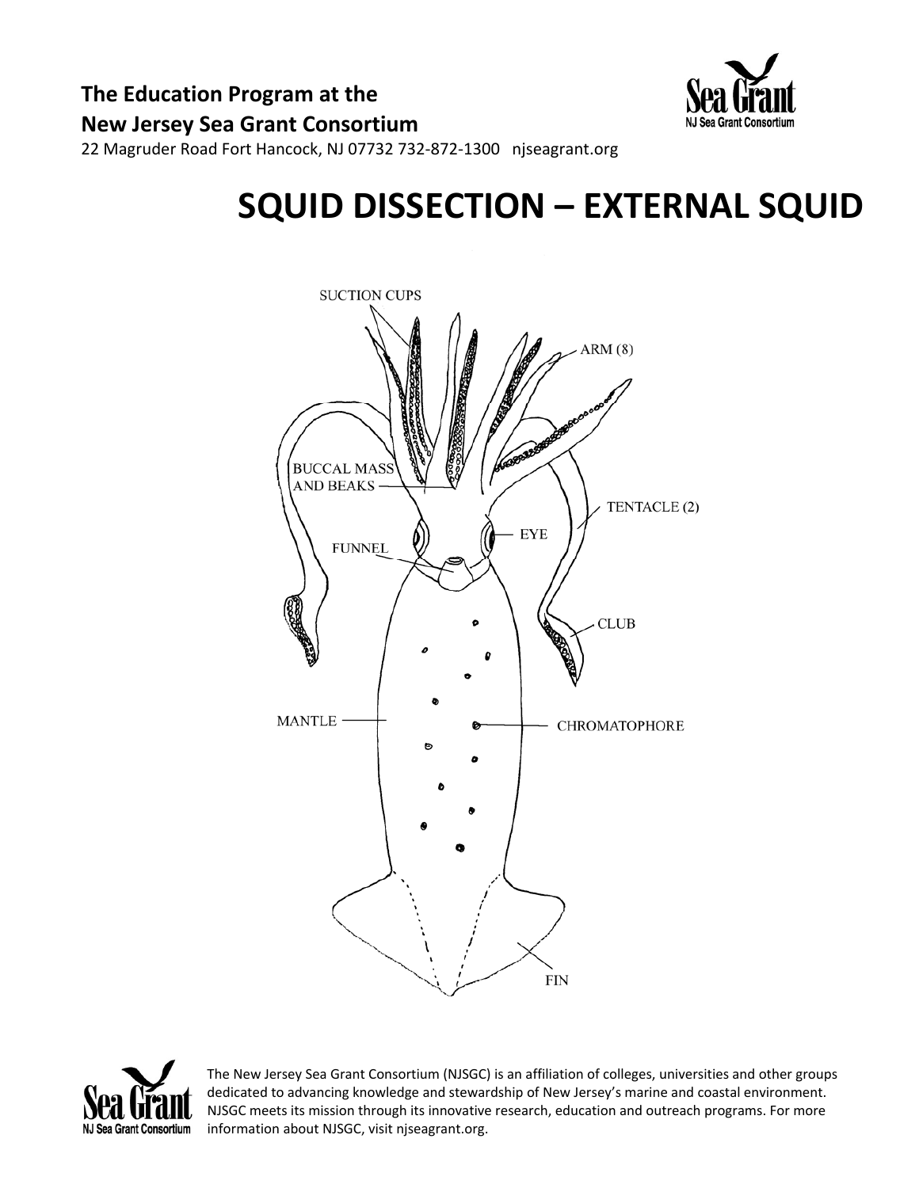**The Education Program at the New Jersey Sea Grant Consortium**

22 Magruder Road Fort Hancock, NJ 07732 732-872-1300 njseagrant.org

# SQUID DISSECTION – EXTERNAL SQUID

SUCTION CUPS

ARM (8)

BUCCAL MASS AND BEAKS

TENTACLE (2)

EYE

FUNNEL

CLUB

MANTLE

CHROMATOPHORE

FIN

The New Jersey Sea Grant Consortium (NJSGC) is an affiliation of colleges, universities and other groups dedicated to advancing knowledge and stewardship of New Jersey's marine and coastal environment. NJSGC meets its mission through its innovative research, education and outreach programs. For more information about NJSGC, visit njseagrant.org.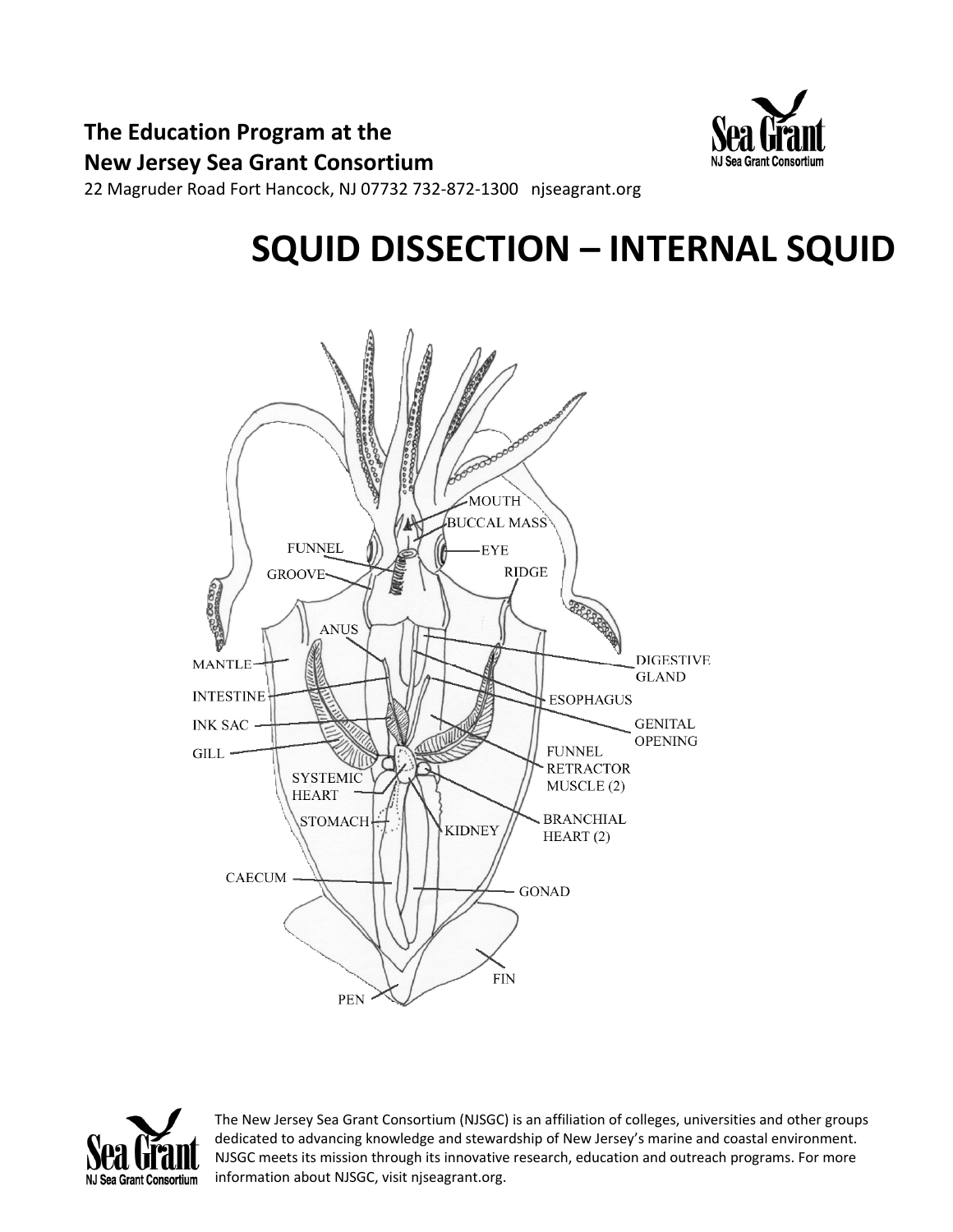# SQUID DISSECTION – INTERNAL SQUID

MOUTH
BUCCAL MASS
FUNNEL
EYE
GROOVE
RIDGE
ANUS
MANTLE
DIGESTIVE GLAND
INTESTINE
ESOPHAGUS
INK SAC
GENITAL OPENING
GILL
FUNNEL RETRACTOR MUSCLE (2)
SYSTEMIC HEART
STOMACH
KIDNEY
BRANCHIAL HEART (2)
CAECUM
GONAD
FIN
PEN